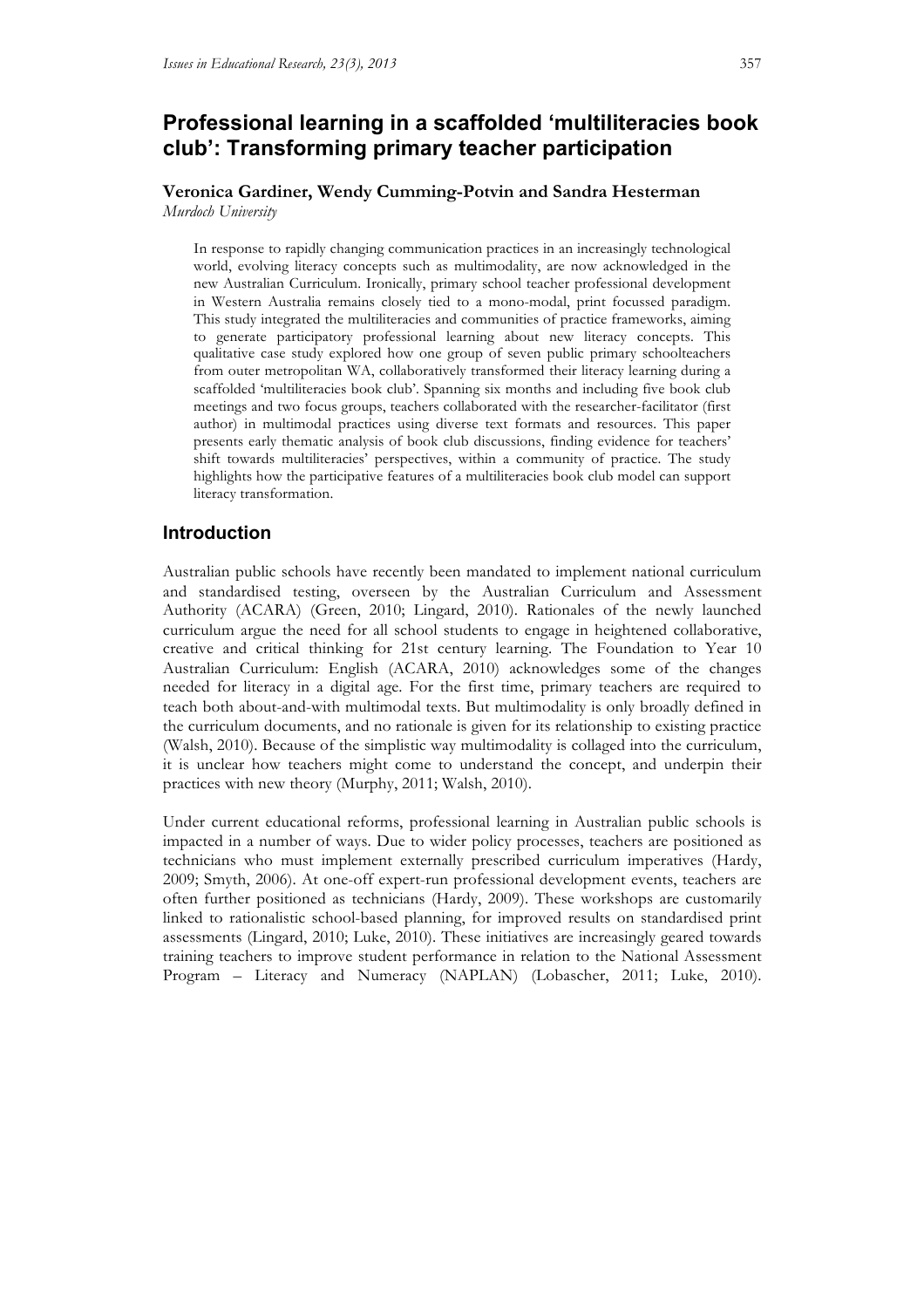# Professional learning in a scaffolded 'multiliteracies book club': Transforming primary teacher participation

**Veronica Gardiner, Wendy Cumming-Potvin and Sandra Hesterman**
*Murdoch University*

> In response to rapidly changing communication practices in an increasingly technological world, evolving literacy concepts such as multimodality, are now acknowledged in the new Australian Curriculum. Ironically, primary school teacher professional development in Western Australia remains closely tied to a mono-modal, print focussed paradigm. This study integrated the multiliteracies and communities of practice frameworks, aiming to generate participatory professional learning about new literacy concepts. This qualitative case study explored how one group of seven public primary schoolteachers from outer metropolitan WA, collaboratively transformed their literacy learning during a scaffolded 'multiliteracies book club'. Spanning six months and including five book club meetings and two focus groups, teachers collaborated with the researcher-facilitator (first author) in multimodal practices using diverse text formats and resources. This paper presents early thematic analysis of book club discussions, finding evidence for teachers' shift towards multiliteracies' perspectives, within a community of practice. The study highlights how the participative features of a multiliteracies book club model can support literacy transformation.

## Introduction

Australian public schools have recently been mandated to implement national curriculum and standardised testing, overseen by the Australian Curriculum and Assessment Authority (ACARA) (Green, 2010; Lingard, 2010). Rationales of the newly launched curriculum argue the need for all school students to engage in heightened collaborative, creative and critical thinking for 21st century learning. The Foundation to Year 10 Australian Curriculum: English (ACARA, 2010) acknowledges some of the changes needed for literacy in a digital age. For the first time, primary teachers are required to teach both about-and-with multimodal texts. But multimodality is only broadly defined in the curriculum documents, and no rationale is given for its relationship to existing practice (Walsh, 2010). Because of the simplistic way multimodality is collaged into the curriculum, it is unclear how teachers might come to understand the concept, and underpin their practices with new theory (Murphy, 2011; Walsh, 2010).

Under current educational reforms, professional learning in Australian public schools is impacted in a number of ways. Due to wider policy processes, teachers are positioned as technicians who must implement externally prescribed curriculum imperatives (Hardy, 2009; Smyth, 2006). At one-off expert-run professional development events, teachers are often further positioned as technicians (Hardy, 2009). These workshops are customarily linked to rationalistic school-based planning, for improved results on standardised print assessments (Lingard, 2010; Luke, 2010). These initiatives are increasingly geared towards training teachers to improve student performance in relation to the National Assessment Program – Literacy and Numeracy (NAPLAN) (Lobascher, 2011; Luke, 2010).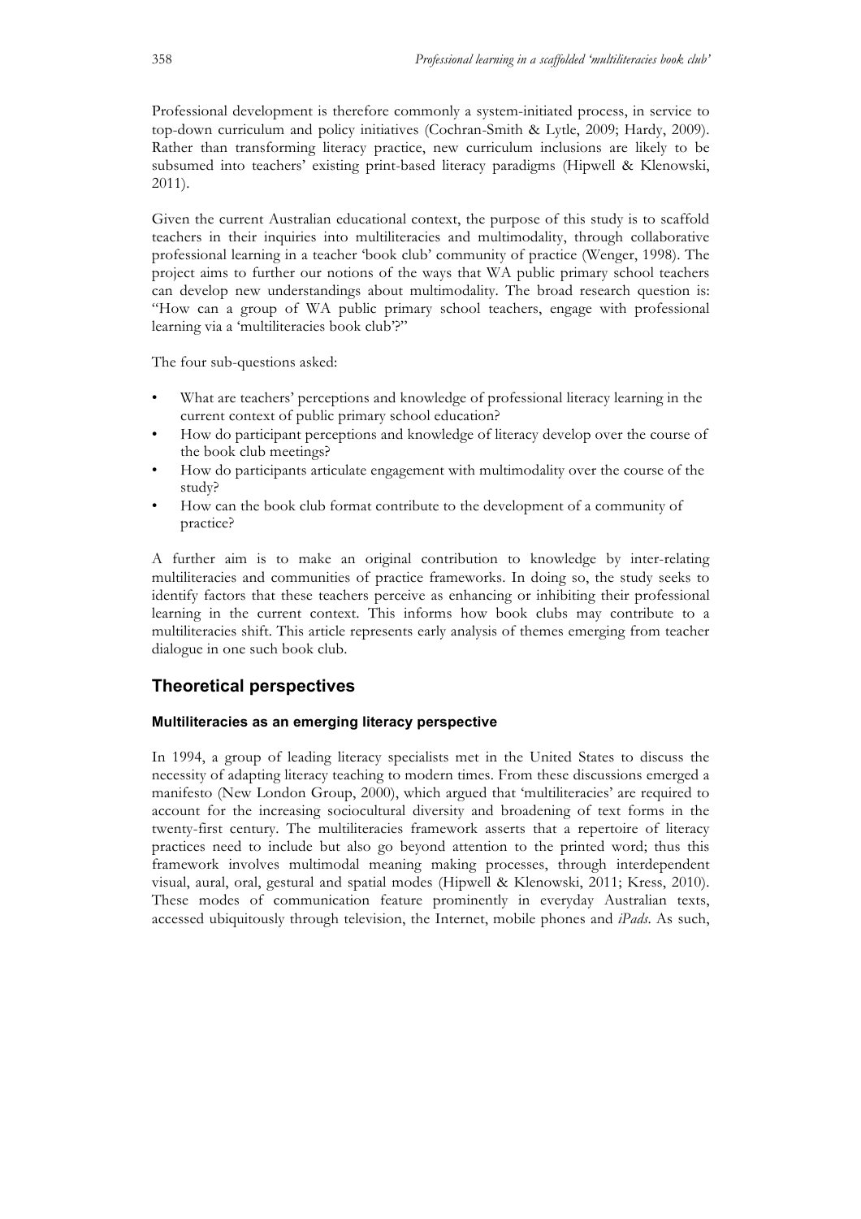Professional development is therefore commonly a system-initiated process, in service to top-down curriculum and policy initiatives (Cochran-Smith & Lytle, 2009; Hardy, 2009). Rather than transforming literacy practice, new curriculum inclusions are likely to be subsumed into teachers' existing print-based literacy paradigms (Hipwell & Klenowski, 2011).

Given the current Australian educational context, the purpose of this study is to scaffold teachers in their inquiries into multiliteracies and multimodality, through collaborative professional learning in a teacher 'book club' community of practice (Wenger, 1998). The project aims to further our notions of the ways that WA public primary school teachers can develop new understandings about multimodality. The broad research question is: "How can a group of WA public primary school teachers, engage with professional learning via a 'multiliteracies book club'?"

The four sub-questions asked:

- What are teachers' perceptions and knowledge of professional literacy learning in the current context of public primary school education?
- How do participant perceptions and knowledge of literacy develop over the course of the book club meetings?
- How do participants articulate engagement with multimodality over the course of the study?
- How can the book club format contribute to the development of a community of practice?

A further aim is to make an original contribution to knowledge by inter-relating multiliteracies and communities of practice frameworks. In doing so, the study seeks to identify factors that these teachers perceive as enhancing or inhibiting their professional learning in the current context. This informs how book clubs may contribute to a multiliteracies shift. This article represents early analysis of themes emerging from teacher dialogue in one such book club.

## Theoretical perspectives

### Multiliteracies as an emerging literacy perspective

In 1994, a group of leading literacy specialists met in the United States to discuss the necessity of adapting literacy teaching to modern times. From these discussions emerged a manifesto (New London Group, 2000), which argued that 'multiliteracies' are required to account for the increasing sociocultural diversity and broadening of text forms in the twenty-first century. The multiliteracies framework asserts that a repertoire of literacy practices need to include but also go beyond attention to the printed word; thus this framework involves multimodal meaning making processes, through interdependent visual, aural, oral, gestural and spatial modes (Hipwell & Klenowski, 2011; Kress, 2010). These modes of communication feature prominently in everyday Australian texts, accessed ubiquitously through television, the Internet, mobile phones and *iPads*. As such,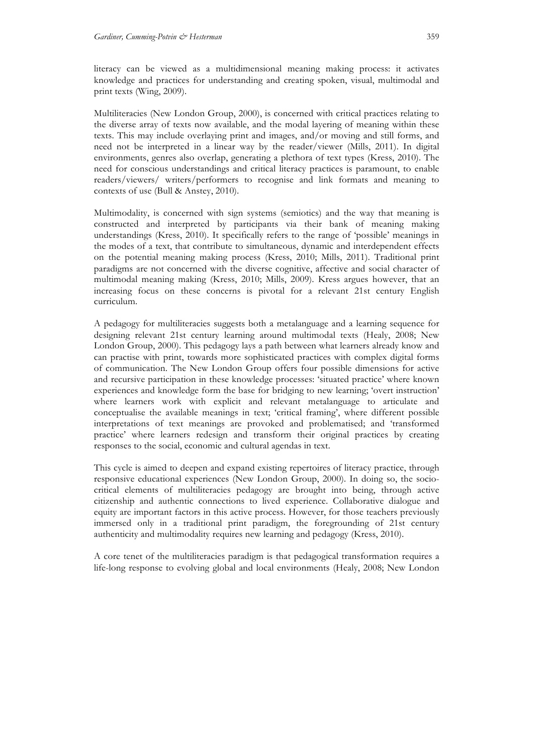literacy can be viewed as a multidimensional meaning making process: it activates knowledge and practices for understanding and creating spoken, visual, multimodal and print texts (Wing, 2009).

Multiliteracies (New London Group, 2000), is concerned with critical practices relating to the diverse array of texts now available, and the modal layering of meaning within these texts. This may include overlaying print and images, and/or moving and still forms, and need not be interpreted in a linear way by the reader/viewer (Mills, 2011). In digital environments, genres also overlap, generating a plethora of text types (Kress, 2010). The need for conscious understandings and critical literacy practices is paramount, to enable readers/viewers/ writers/performers to recognise and link formats and meaning to contexts of use (Bull & Anstey, 2010).

Multimodality, is concerned with sign systems (semiotics) and the way that meaning is constructed and interpreted by participants via their bank of meaning making understandings (Kress, 2010). It specifically refers to the range of 'possible' meanings in the modes of a text, that contribute to simultaneous, dynamic and interdependent effects on the potential meaning making process (Kress, 2010; Mills, 2011). Traditional print paradigms are not concerned with the diverse cognitive, affective and social character of multimodal meaning making (Kress, 2010; Mills, 2009). Kress argues however, that an increasing focus on these concerns is pivotal for a relevant 21st century English curriculum.

A pedagogy for multiliteracies suggests both a metalanguage and a learning sequence for designing relevant 21st century learning around multimodal texts (Healy, 2008; New London Group, 2000). This pedagogy lays a path between what learners already know and can practise with print, towards more sophisticated practices with complex digital forms of communication. The New London Group offers four possible dimensions for active and recursive participation in these knowledge processes: 'situated practice' where known experiences and knowledge form the base for bridging to new learning; 'overt instruction' where learners work with explicit and relevant metalanguage to articulate and conceptualise the available meanings in text; 'critical framing', where different possible interpretations of text meanings are provoked and problematised; and 'transformed practice' where learners redesign and transform their original practices by creating responses to the social, economic and cultural agendas in text.

This cycle is aimed to deepen and expand existing repertoires of literacy practice, through responsive educational experiences (New London Group, 2000). In doing so, the socio-critical elements of multiliteracies pedagogy are brought into being, through active citizenship and authentic connections to lived experience. Collaborative dialogue and equity are important factors in this active process. However, for those teachers previously immersed only in a traditional print paradigm, the foregrounding of 21st century authenticity and multimodality requires new learning and pedagogy (Kress, 2010).

A core tenet of the multiliteracies paradigm is that pedagogical transformation requires a life-long response to evolving global and local environments (Healy, 2008; New London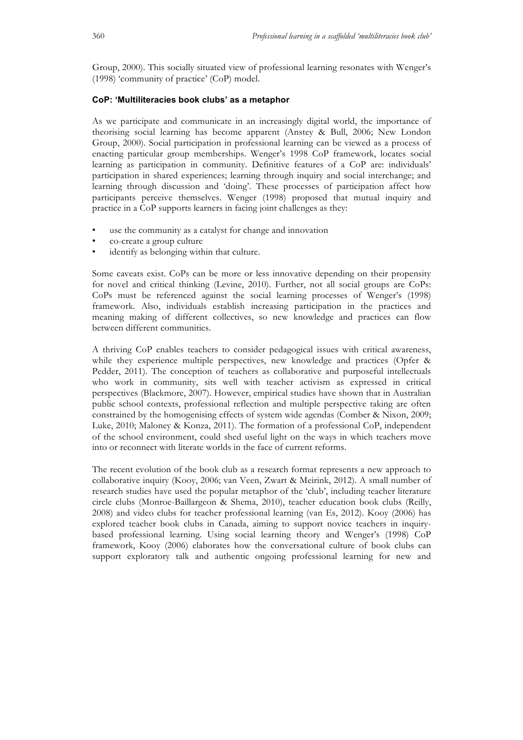Group, 2000). This socially situated view of professional learning resonates with Wenger's (1998) 'community of practice' (CoP) model.

### CoP: 'Multiliteracies book clubs' as a metaphor

As we participate and communicate in an increasingly digital world, the importance of theorising social learning has become apparent (Anstey & Bull, 2006; New London Group, 2000). Social participation in professional learning can be viewed as a process of enacting particular group memberships. Wenger's 1998 CoP framework, locates social learning as participation in community. Definitive features of a CoP are: individuals' participation in shared experiences; learning through inquiry and social interchange; and learning through discussion and 'doing'. These processes of participation affect how participants perceive themselves. Wenger (1998) proposed that mutual inquiry and practice in a CoP supports learners in facing joint challenges as they:

- use the community as a catalyst for change and innovation
- co-create a group culture
- identify as belonging within that culture.

Some caveats exist. CoPs can be more or less innovative depending on their propensity for novel and critical thinking (Levine, 2010). Further, not all social groups are CoPs: CoPs must be referenced against the social learning processes of Wenger's (1998) framework. Also, individuals establish increasing participation in the practices and meaning making of different collectives, so new knowledge and practices can flow between different communities.

A thriving CoP enables teachers to consider pedagogical issues with critical awareness, while they experience multiple perspectives, new knowledge and practices (Opfer & Pedder, 2011). The conception of teachers as collaborative and purposeful intellectuals who work in community, sits well with teacher activism as expressed in critical perspectives (Blackmore, 2007). However, empirical studies have shown that in Australian public school contexts, professional reflection and multiple perspective taking are often constrained by the homogenising effects of system wide agendas (Comber & Nixon, 2009; Luke, 2010; Maloney & Konza, 2011). The formation of a professional CoP, independent of the school environment, could shed useful light on the ways in which teachers move into or reconnect with literate worlds in the face of current reforms.

The recent evolution of the book club as a research format represents a new approach to collaborative inquiry (Kooy, 2006; van Veen, Zwart & Meirink, 2012). A small number of research studies have used the popular metaphor of the 'club', including teacher literature circle clubs (Monroe-Baillargeon & Shema, 2010), teacher education book clubs (Reilly, 2008) and video clubs for teacher professional learning (van Es, 2012). Kooy (2006) has explored teacher book clubs in Canada, aiming to support novice teachers in inquiry-based professional learning. Using social learning theory and Wenger's (1998) CoP framework, Kooy (2006) elaborates how the conversational culture of book clubs can support exploratory talk and authentic ongoing professional learning for new and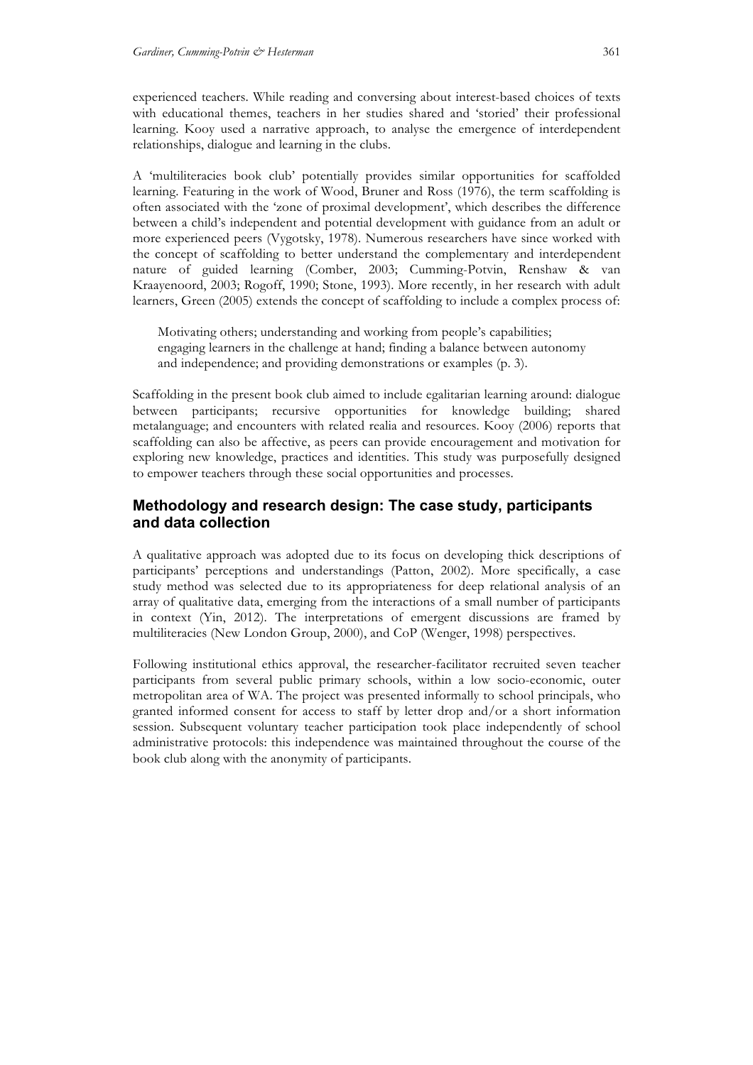experienced teachers. While reading and conversing about interest-based choices of texts with educational themes, teachers in her studies shared and 'storied' their professional learning. Kooy used a narrative approach, to analyse the emergence of interdependent relationships, dialogue and learning in the clubs.

A 'multiliteracies book club' potentially provides similar opportunities for scaffolded learning. Featuring in the work of Wood, Bruner and Ross (1976), the term scaffolding is often associated with the 'zone of proximal development', which describes the difference between a child's independent and potential development with guidance from an adult or more experienced peers (Vygotsky, 1978). Numerous researchers have since worked with the concept of scaffolding to better understand the complementary and interdependent nature of guided learning (Comber, 2003; Cumming-Potvin, Renshaw & van Kraayenoord, 2003; Rogoff, 1990; Stone, 1993). More recently, in her research with adult learners, Green (2005) extends the concept of scaffolding to include a complex process of:

> Motivating others; understanding and working from people's capabilities; engaging learners in the challenge at hand; finding a balance between autonomy and independence; and providing demonstrations or examples (p. 3).

Scaffolding in the present book club aimed to include egalitarian learning around: dialogue between participants; recursive opportunities for knowledge building; shared metalanguage; and encounters with related realia and resources. Kooy (2006) reports that scaffolding can also be affective, as peers can provide encouragement and motivation for exploring new knowledge, practices and identities. This study was purposefully designed to empower teachers through these social opportunities and processes.

## Methodology and research design: The case study, participants and data collection

A qualitative approach was adopted due to its focus on developing thick descriptions of participants' perceptions and understandings (Patton, 2002). More specifically, a case study method was selected due to its appropriateness for deep relational analysis of an array of qualitative data, emerging from the interactions of a small number of participants in context (Yin, 2012). The interpretations of emergent discussions are framed by multiliteracies (New London Group, 2000), and CoP (Wenger, 1998) perspectives.

Following institutional ethics approval, the researcher-facilitator recruited seven teacher participants from several public primary schools, within a low socio-economic, outer metropolitan area of WA. The project was presented informally to school principals, who granted informed consent for access to staff by letter drop and/or a short information session. Subsequent voluntary teacher participation took place independently of school administrative protocols: this independence was maintained throughout the course of the book club along with the anonymity of participants.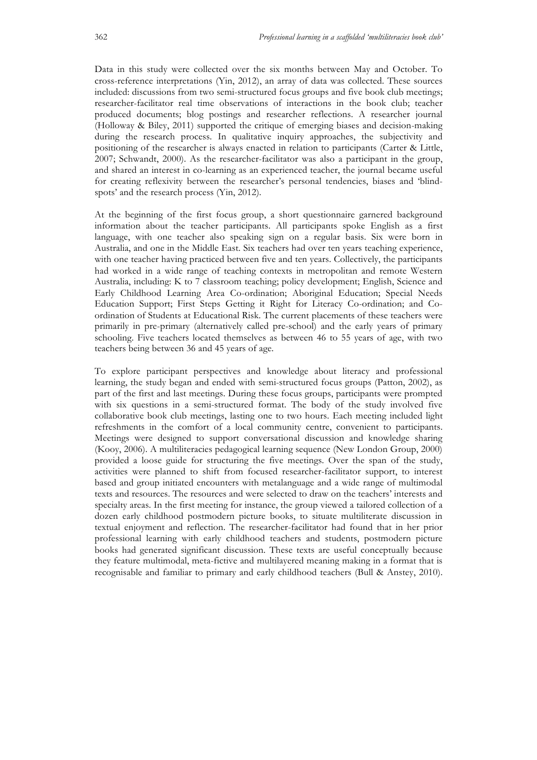Data in this study were collected over the six months between May and October. To cross-reference interpretations (Yin, 2012), an array of data was collected. These sources included: discussions from two semi-structured focus groups and five book club meetings; researcher-facilitator real time observations of interactions in the book club; teacher produced documents; blog postings and researcher reflections. A researcher journal (Holloway & Biley, 2011) supported the critique of emerging biases and decision-making during the research process. In qualitative inquiry approaches, the subjectivity and positioning of the researcher is always enacted in relation to participants (Carter & Little, 2007; Schwandt, 2000). As the researcher-facilitator was also a participant in the group, and shared an interest in co-learning as an experienced teacher, the journal became useful for creating reflexivity between the researcher's personal tendencies, biases and 'blind-spots' and the research process (Yin, 2012).

At the beginning of the first focus group, a short questionnaire garnered background information about the teacher participants. All participants spoke English as a first language, with one teacher also speaking sign on a regular basis. Six were born in Australia, and one in the Middle East. Six teachers had over ten years teaching experience, with one teacher having practiced between five and ten years. Collectively, the participants had worked in a wide range of teaching contexts in metropolitan and remote Western Australia, including: K to 7 classroom teaching; policy development; English, Science and Early Childhood Learning Area Co-ordination; Aboriginal Education; Special Needs Education Support; First Steps Getting it Right for Literacy Co-ordination; and Co-ordination of Students at Educational Risk. The current placements of these teachers were primarily in pre-primary (alternatively called pre-school) and the early years of primary schooling. Five teachers located themselves as between 46 to 55 years of age, with two teachers being between 36 and 45 years of age.

To explore participant perspectives and knowledge about literacy and professional learning, the study began and ended with semi-structured focus groups (Patton, 2002), as part of the first and last meetings. During these focus groups, participants were prompted with six questions in a semi-structured format. The body of the study involved five collaborative book club meetings, lasting one to two hours. Each meeting included light refreshments in the comfort of a local community centre, convenient to participants. Meetings were designed to support conversational discussion and knowledge sharing (Kooy, 2006). A multiliteracies pedagogical learning sequence (New London Group, 2000) provided a loose guide for structuring the five meetings. Over the span of the study, activities were planned to shift from focused researcher-facilitator support, to interest based and group initiated encounters with metalanguage and a wide range of multimodal texts and resources. The resources and were selected to draw on the teachers' interests and specialty areas. In the first meeting for instance, the group viewed a tailored collection of a dozen early childhood postmodern picture books, to situate multiliterate discussion in textual enjoyment and reflection. The researcher-facilitator had found that in her prior professional learning with early childhood teachers and students, postmodern picture books had generated significant discussion. These texts are useful conceptually because they feature multimodal, meta-fictive and multilayered meaning making in a format that is recognisable and familiar to primary and early childhood teachers (Bull & Anstey, 2010).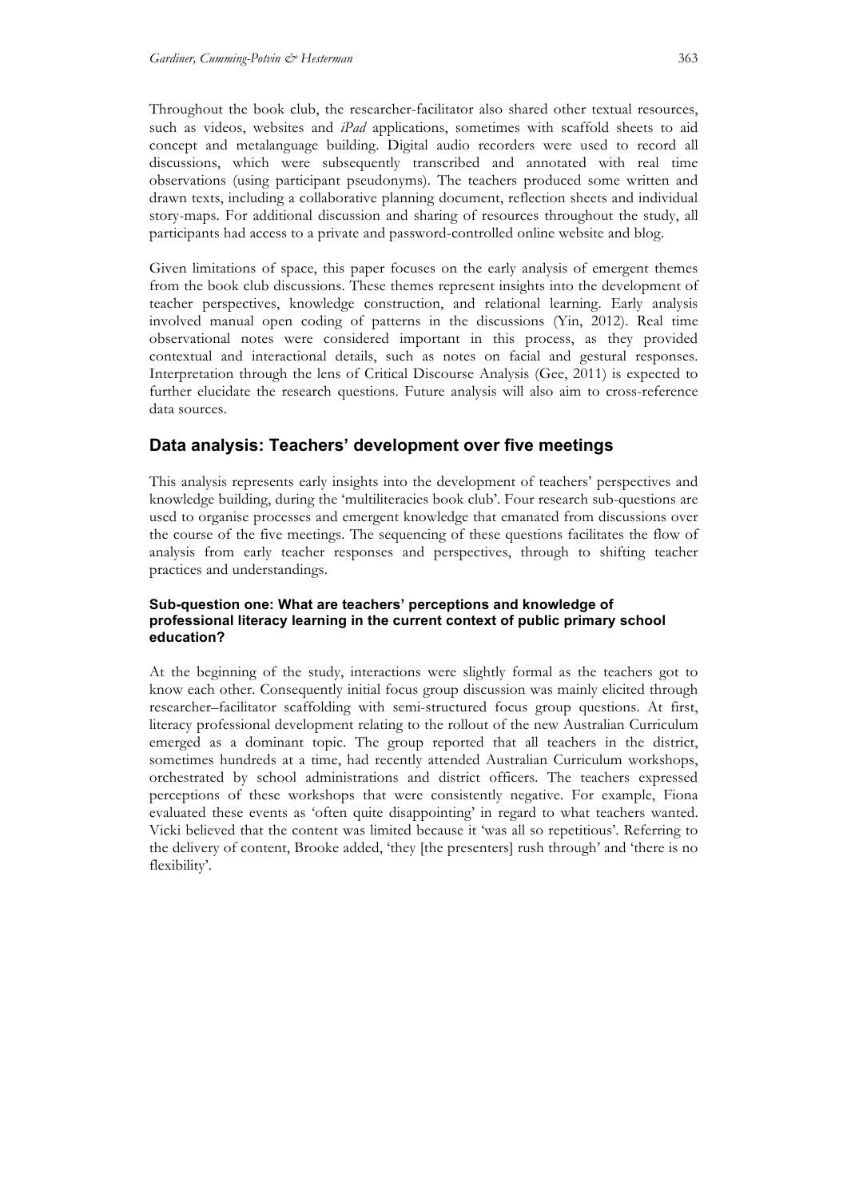Throughout the book club, the researcher-facilitator also shared other textual resources, such as videos, websites and *iPad* applications, sometimes with scaffold sheets to aid concept and metalanguage building. Digital audio recorders were used to record all discussions, which were subsequently transcribed and annotated with real time observations (using participant pseudonyms). The teachers produced some written and drawn texts, including a collaborative planning document, reflection sheets and individual story-maps. For additional discussion and sharing of resources throughout the study, all participants had access to a private and password-controlled online website and blog.

Given limitations of space, this paper focuses on the early analysis of emergent themes from the book club discussions. These themes represent insights into the development of teacher perspectives, knowledge construction, and relational learning. Early analysis involved manual open coding of patterns in the discussions (Yin, 2012). Real time observational notes were considered important in this process, as they provided contextual and interactional details, such as notes on facial and gestural responses. Interpretation through the lens of Critical Discourse Analysis (Gee, 2011) is expected to further elucidate the research questions. Future analysis will also aim to cross-reference data sources.

## Data analysis: Teachers' development over five meetings

This analysis represents early insights into the development of teachers' perspectives and knowledge building, during the 'multiliteracies book club'. Four research sub-questions are used to organise processes and emergent knowledge that emanated from discussions over the course of the five meetings. The sequencing of these questions facilitates the flow of analysis from early teacher responses and perspectives, through to shifting teacher practices and understandings.

### Sub-question one: What are teachers' perceptions and knowledge of professional literacy learning in the current context of public primary school education?

At the beginning of the study, interactions were slightly formal as the teachers got to know each other. Consequently initial focus group discussion was mainly elicited through researcher–facilitator scaffolding with semi-structured focus group questions. At first, literacy professional development relating to the rollout of the new Australian Curriculum emerged as a dominant topic. The group reported that all teachers in the district, sometimes hundreds at a time, had recently attended Australian Curriculum workshops, orchestrated by school administrations and district officers. The teachers expressed perceptions of these workshops that were consistently negative. For example, Fiona evaluated these events as 'often quite disappointing' in regard to what teachers wanted. Vicki believed that the content was limited because it 'was all so repetitious'. Referring to the delivery of content, Brooke added, 'they [the presenters] rush through' and 'there is no flexibility'.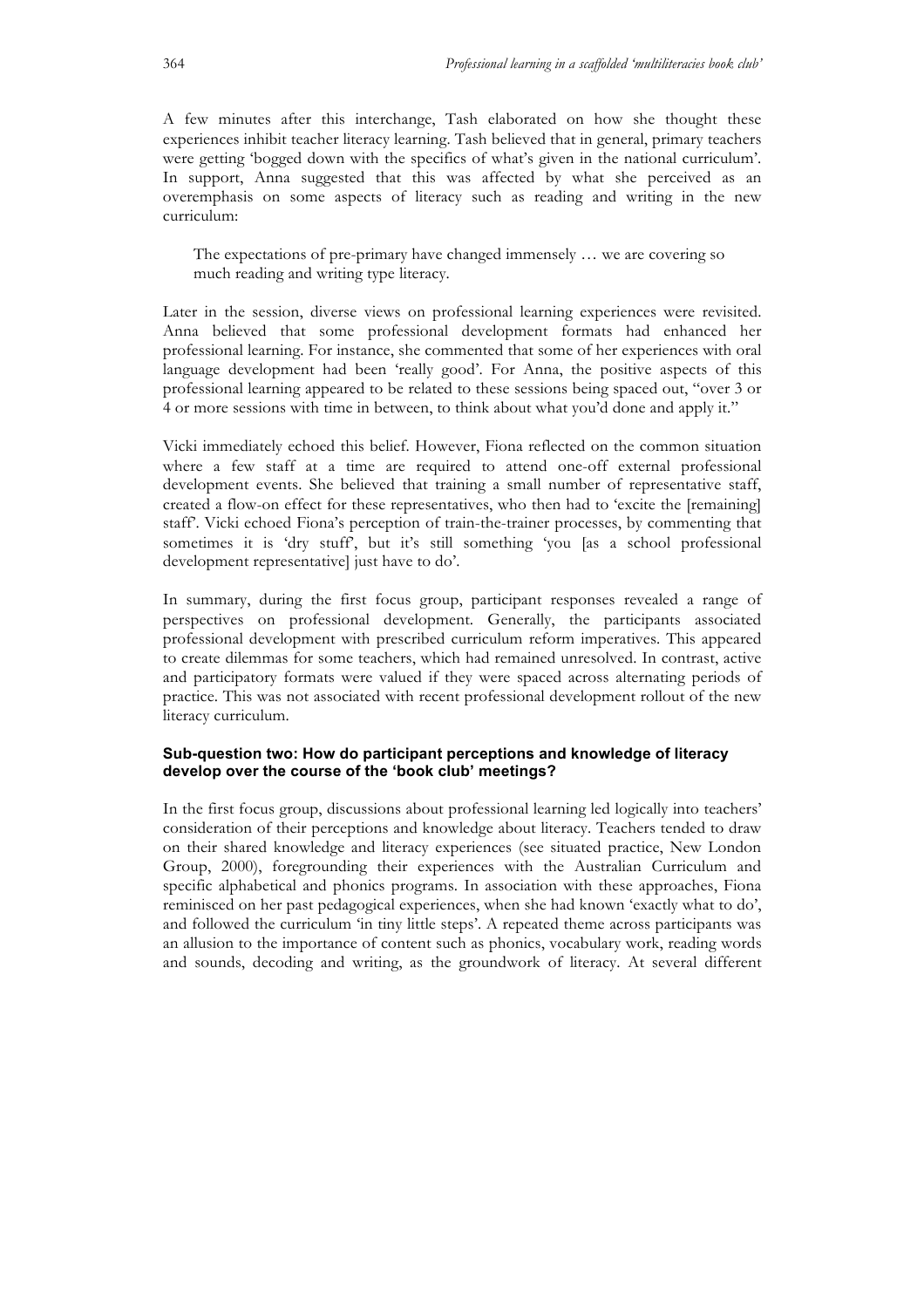A few minutes after this interchange, Tash elaborated on how she thought these experiences inhibit teacher literacy learning. Tash believed that in general, primary teachers were getting 'bogged down with the specifics of what's given in the national curriculum'. In support, Anna suggested that this was affected by what she perceived as an overemphasis on some aspects of literacy such as reading and writing in the new curriculum:

> The expectations of pre-primary have changed immensely … we are covering so much reading and writing type literacy.

Later in the session, diverse views on professional learning experiences were revisited. Anna believed that some professional development formats had enhanced her professional learning. For instance, she commented that some of her experiences with oral language development had been 'really good'. For Anna, the positive aspects of this professional learning appeared to be related to these sessions being spaced out, "over 3 or 4 or more sessions with time in between, to think about what you'd done and apply it."

Vicki immediately echoed this belief. However, Fiona reflected on the common situation where a few staff at a time are required to attend one-off external professional development events. She believed that training a small number of representative staff, created a flow-on effect for these representatives, who then had to 'excite the [remaining] staff'. Vicki echoed Fiona's perception of train-the-trainer processes, by commenting that sometimes it is 'dry stuff', but it's still something 'you [as a school professional development representative] just have to do'.

In summary, during the first focus group, participant responses revealed a range of perspectives on professional development. Generally, the participants associated professional development with prescribed curriculum reform imperatives. This appeared to create dilemmas for some teachers, which had remained unresolved. In contrast, active and participatory formats were valued if they were spaced across alternating periods of practice. This was not associated with recent professional development rollout of the new literacy curriculum.

#### Sub-question two: How do participant perceptions and knowledge of literacy develop over the course of the 'book club' meetings?

In the first focus group, discussions about professional learning led logically into teachers' consideration of their perceptions and knowledge about literacy. Teachers tended to draw on their shared knowledge and literacy experiences (see situated practice, New London Group, 2000), foregrounding their experiences with the Australian Curriculum and specific alphabetical and phonics programs. In association with these approaches, Fiona reminisced on her past pedagogical experiences, when she had known 'exactly what to do', and followed the curriculum 'in tiny little steps'. A repeated theme across participants was an allusion to the importance of content such as phonics, vocabulary work, reading words and sounds, decoding and writing, as the groundwork of literacy. At several different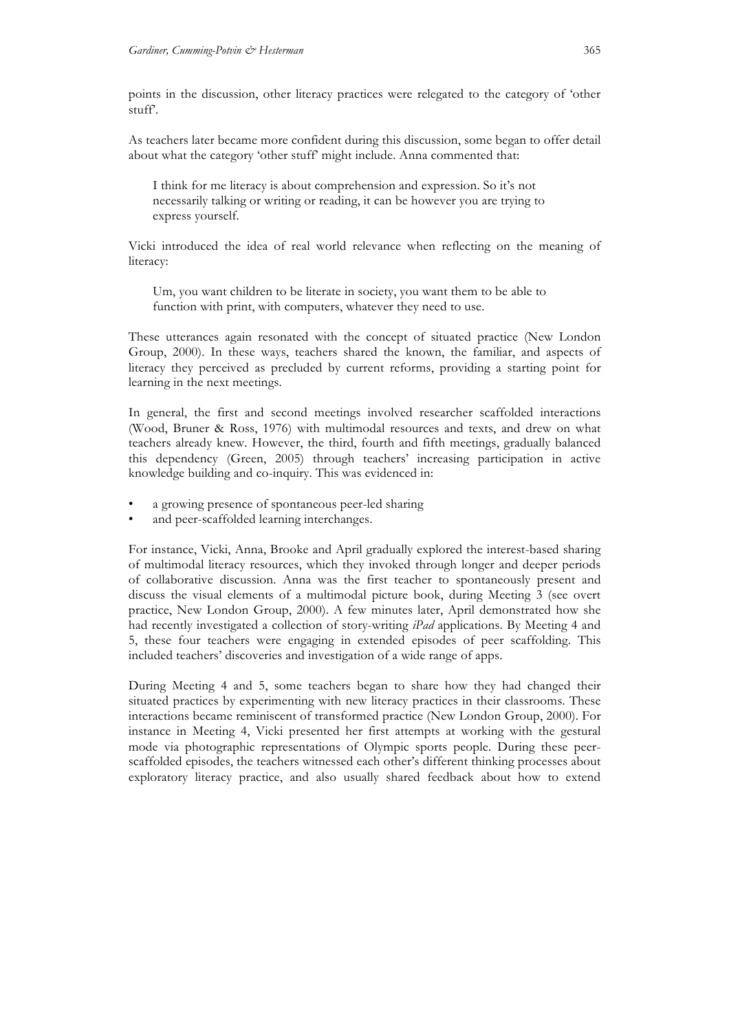points in the discussion, other literacy practices were relegated to the category of 'other stuff'.

As teachers later became more confident during this discussion, some began to offer detail about what the category 'other stuff' might include. Anna commented that:

> I think for me literacy is about comprehension and expression. So it's not necessarily talking or writing or reading, it can be however you are trying to express yourself.

Vicki introduced the idea of real world relevance when reflecting on the meaning of literacy:

> Um, you want children to be literate in society, you want them to be able to function with print, with computers, whatever they need to use.

These utterances again resonated with the concept of situated practice (New London Group, 2000). In these ways, teachers shared the known, the familiar, and aspects of literacy they perceived as precluded by current reforms, providing a starting point for learning in the next meetings.

In general, the first and second meetings involved researcher scaffolded interactions (Wood, Bruner & Ross, 1976) with multimodal resources and texts, and drew on what teachers already knew. However, the third, fourth and fifth meetings, gradually balanced this dependency (Green, 2005) through teachers' increasing participation in active knowledge building and co-inquiry. This was evidenced in:

- a growing presence of spontaneous peer-led sharing
- and peer-scaffolded learning interchanges.

For instance, Vicki, Anna, Brooke and April gradually explored the interest-based sharing of multimodal literacy resources, which they invoked through longer and deeper periods of collaborative discussion. Anna was the first teacher to spontaneously present and discuss the visual elements of a multimodal picture book, during Meeting 3 (see overt practice, New London Group, 2000). A few minutes later, April demonstrated how she had recently investigated a collection of story-writing *iPad* applications. By Meeting 4 and 5, these four teachers were engaging in extended episodes of peer scaffolding. This included teachers' discoveries and investigation of a wide range of apps.

During Meeting 4 and 5, some teachers began to share how they had changed their situated practices by experimenting with new literacy practices in their classrooms. These interactions became reminiscent of transformed practice (New London Group, 2000). For instance in Meeting 4, Vicki presented her first attempts at working with the gestural mode via photographic representations of Olympic sports people. During these peer-scaffolded episodes, the teachers witnessed each other's different thinking processes about exploratory literacy practice, and also usually shared feedback about how to extend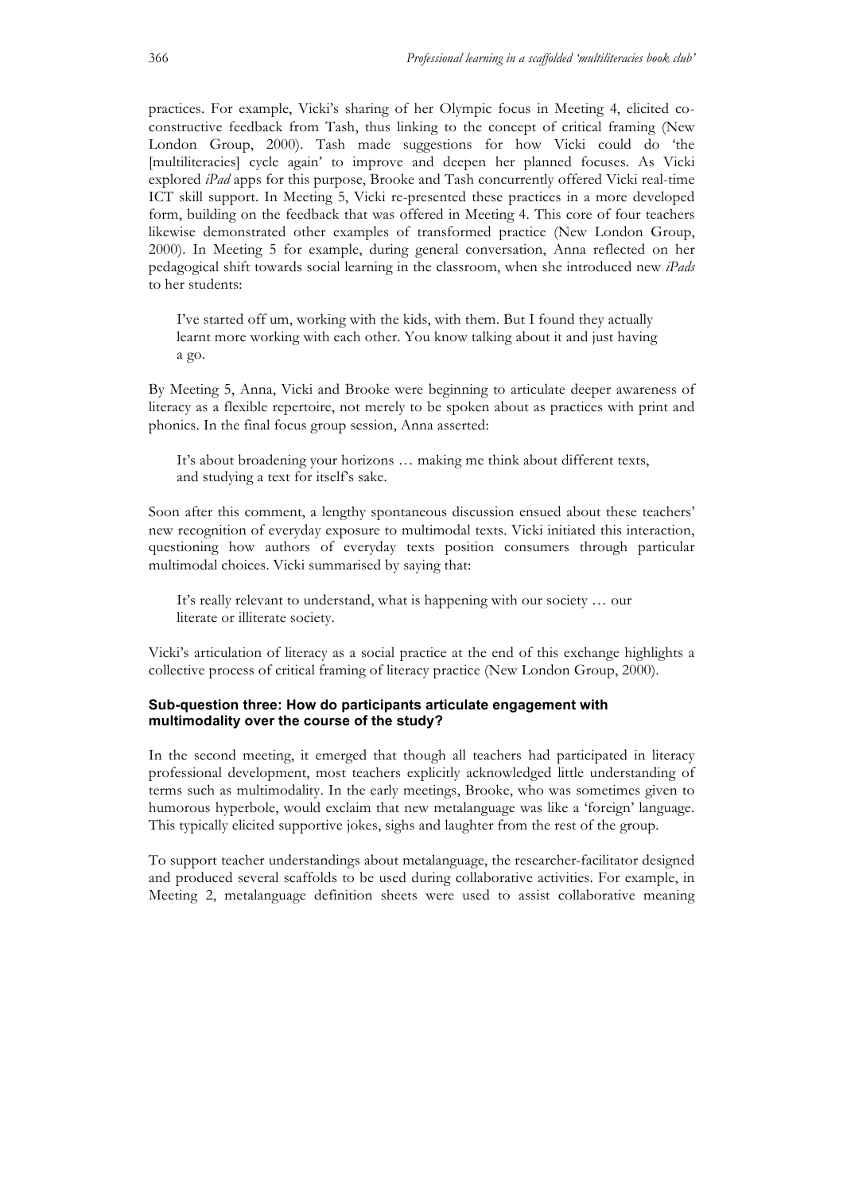practices. For example, Vicki's sharing of her Olympic focus in Meeting 4, elicited co-constructive feedback from Tash, thus linking to the concept of critical framing (New London Group, 2000). Tash made suggestions for how Vicki could do 'the [multiliteracies] cycle again' to improve and deepen her planned focuses. As Vicki explored *iPad* apps for this purpose, Brooke and Tash concurrently offered Vicki real-time ICT skill support. In Meeting 5, Vicki re-presented these practices in a more developed form, building on the feedback that was offered in Meeting 4. This core of four teachers likewise demonstrated other examples of transformed practice (New London Group, 2000). In Meeting 5 for example, during general conversation, Anna reflected on her pedagogical shift towards social learning in the classroom, when she introduced new *iPads* to her students:

> I've started off um, working with the kids, with them. But I found they actually learnt more working with each other. You know talking about it and just having a go.

By Meeting 5, Anna, Vicki and Brooke were beginning to articulate deeper awareness of literacy as a flexible repertoire, not merely to be spoken about as practices with print and phonics. In the final focus group session, Anna asserted:

> It's about broadening your horizons … making me think about different texts, and studying a text for itself's sake.

Soon after this comment, a lengthy spontaneous discussion ensued about these teachers' new recognition of everyday exposure to multimodal texts. Vicki initiated this interaction, questioning how authors of everyday texts position consumers through particular multimodal choices. Vicki summarised by saying that:

> It's really relevant to understand, what is happening with our society … our literate or illiterate society.

Vicki's articulation of literacy as a social practice at the end of this exchange highlights a collective process of critical framing of literacy practice (New London Group, 2000).

#### Sub-question three: How do participants articulate engagement with multimodality over the course of the study?

In the second meeting, it emerged that though all teachers had participated in literacy professional development, most teachers explicitly acknowledged little understanding of terms such as multimodality. In the early meetings, Brooke, who was sometimes given to humorous hyperbole, would exclaim that new metalanguage was like a 'foreign' language. This typically elicited supportive jokes, sighs and laughter from the rest of the group.

To support teacher understandings about metalanguage, the researcher-facilitator designed and produced several scaffolds to be used during collaborative activities. For example, in Meeting 2, metalanguage definition sheets were used to assist collaborative meaning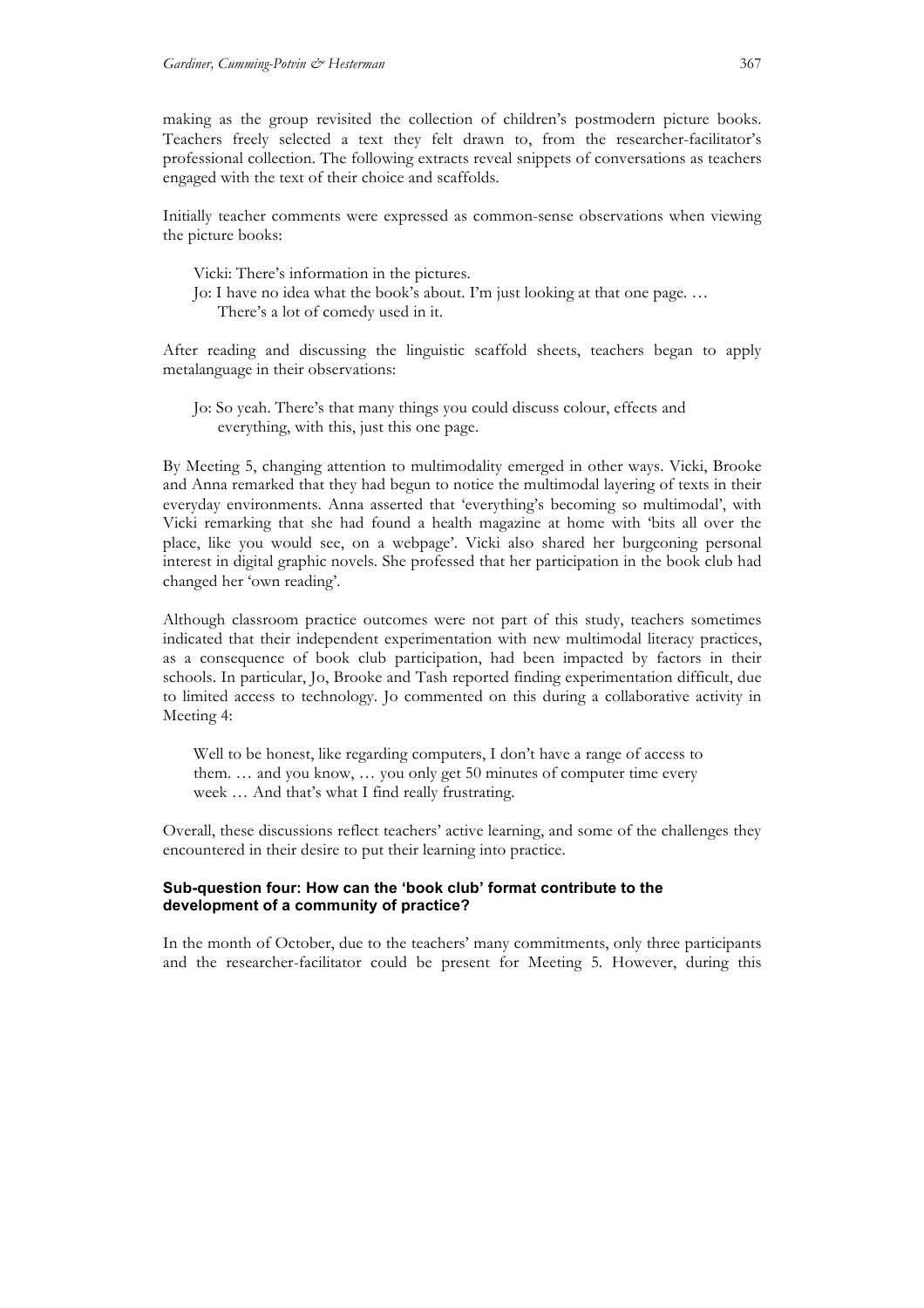making as the group revisited the collection of children's postmodern picture books. Teachers freely selected a text they felt drawn to, from the researcher-facilitator's professional collection. The following extracts reveal snippets of conversations as teachers engaged with the text of their choice and scaffolds.

Initially teacher comments were expressed as common-sense observations when viewing the picture books:

> Vicki: There's information in the pictures.
> Jo: I have no idea what the book's about. I'm just looking at that one page. … There's a lot of comedy used in it.

After reading and discussing the linguistic scaffold sheets, teachers began to apply metalanguage in their observations:

> Jo: So yeah. There's that many things you could discuss colour, effects and everything, with this, just this one page.

By Meeting 5, changing attention to multimodality emerged in other ways. Vicki, Brooke and Anna remarked that they had begun to notice the multimodal layering of texts in their everyday environments. Anna asserted that 'everything's becoming so multimodal', with Vicki remarking that she had found a health magazine at home with 'bits all over the place, like you would see, on a webpage'. Vicki also shared her burgeoning personal interest in digital graphic novels. She professed that her participation in the book club had changed her 'own reading'.

Although classroom practice outcomes were not part of this study, teachers sometimes indicated that their independent experimentation with new multimodal literacy practices, as a consequence of book club participation, had been impacted by factors in their schools. In particular, Jo, Brooke and Tash reported finding experimentation difficult, due to limited access to technology. Jo commented on this during a collaborative activity in Meeting 4:

> Well to be honest, like regarding computers, I don't have a range of access to them. … and you know, … you only get 50 minutes of computer time every week … And that's what I find really frustrating.

Overall, these discussions reflect teachers' active learning, and some of the challenges they encountered in their desire to put their learning into practice.

#### Sub-question four: How can the 'book club' format contribute to the development of a community of practice?

In the month of October, due to the teachers' many commitments, only three participants and the researcher-facilitator could be present for Meeting 5. However, during this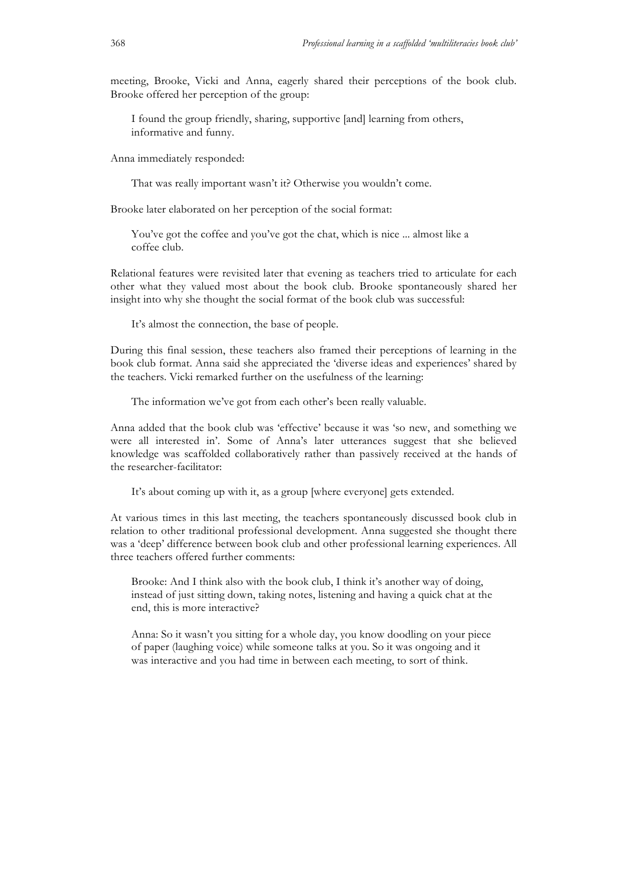meeting, Brooke, Vicki and Anna, eagerly shared their perceptions of the book club. Brooke offered her perception of the group:

> I found the group friendly, sharing, supportive [and] learning from others, informative and funny.

Anna immediately responded:

> That was really important wasn't it? Otherwise you wouldn't come.

Brooke later elaborated on her perception of the social format:

> You've got the coffee and you've got the chat, which is nice ... almost like a coffee club.

Relational features were revisited later that evening as teachers tried to articulate for each other what they valued most about the book club. Brooke spontaneously shared her insight into why she thought the social format of the book club was successful:

> It's almost the connection, the base of people.

During this final session, these teachers also framed their perceptions of learning in the book club format. Anna said she appreciated the 'diverse ideas and experiences' shared by the teachers. Vicki remarked further on the usefulness of the learning:

> The information we've got from each other's been really valuable.

Anna added that the book club was 'effective' because it was 'so new, and something we were all interested in'. Some of Anna's later utterances suggest that she believed knowledge was scaffolded collaboratively rather than passively received at the hands of the researcher-facilitator:

> It's about coming up with it, as a group [where everyone] gets extended.

At various times in this last meeting, the teachers spontaneously discussed book club in relation to other traditional professional development. Anna suggested she thought there was a 'deep' difference between book club and other professional learning experiences. All three teachers offered further comments:

> Brooke: And I think also with the book club, I think it's another way of doing, instead of just sitting down, taking notes, listening and having a quick chat at the end, this is more interactive?
>
> Anna: So it wasn't you sitting for a whole day, you know doodling on your piece of paper (laughing voice) while someone talks at you. So it was ongoing and it was interactive and you had time in between each meeting, to sort of think.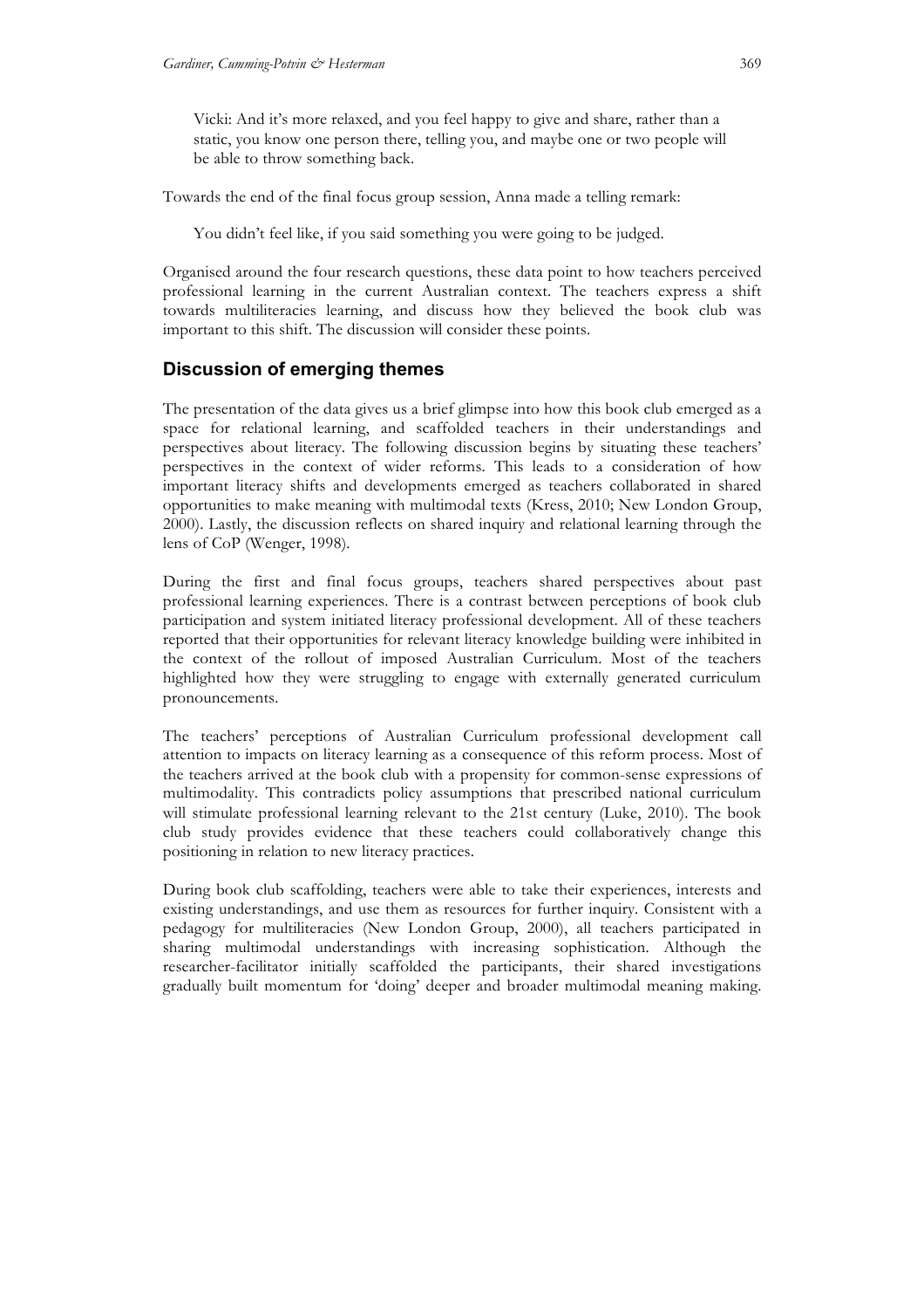> Vicki: And it's more relaxed, and you feel happy to give and share, rather than a static, you know one person there, telling you, and maybe one or two people will be able to throw something back.

Towards the end of the final focus group session, Anna made a telling remark:

> You didn't feel like, if you said something you were going to be judged.

Organised around the four research questions, these data point to how teachers perceived professional learning in the current Australian context. The teachers express a shift towards multiliteracies learning, and discuss how they believed the book club was important to this shift. The discussion will consider these points.

## Discussion of emerging themes

The presentation of the data gives us a brief glimpse into how this book club emerged as a space for relational learning, and scaffolded teachers in their understandings and perspectives about literacy. The following discussion begins by situating these teachers' perspectives in the context of wider reforms. This leads to a consideration of how important literacy shifts and developments emerged as teachers collaborated in shared opportunities to make meaning with multimodal texts (Kress, 2010; New London Group, 2000). Lastly, the discussion reflects on shared inquiry and relational learning through the lens of CoP (Wenger, 1998).

During the first and final focus groups, teachers shared perspectives about past professional learning experiences. There is a contrast between perceptions of book club participation and system initiated literacy professional development. All of these teachers reported that their opportunities for relevant literacy knowledge building were inhibited in the context of the rollout of imposed Australian Curriculum. Most of the teachers highlighted how they were struggling to engage with externally generated curriculum pronouncements.

The teachers' perceptions of Australian Curriculum professional development call attention to impacts on literacy learning as a consequence of this reform process. Most of the teachers arrived at the book club with a propensity for common-sense expressions of multimodality. This contradicts policy assumptions that prescribed national curriculum will stimulate professional learning relevant to the 21st century (Luke, 2010). The book club study provides evidence that these teachers could collaboratively change this positioning in relation to new literacy practices.

During book club scaffolding, teachers were able to take their experiences, interests and existing understandings, and use them as resources for further inquiry. Consistent with a pedagogy for multiliteracies (New London Group, 2000), all teachers participated in sharing multimodal understandings with increasing sophistication. Although the researcher-facilitator initially scaffolded the participants, their shared investigations gradually built momentum for 'doing' deeper and broader multimodal meaning making.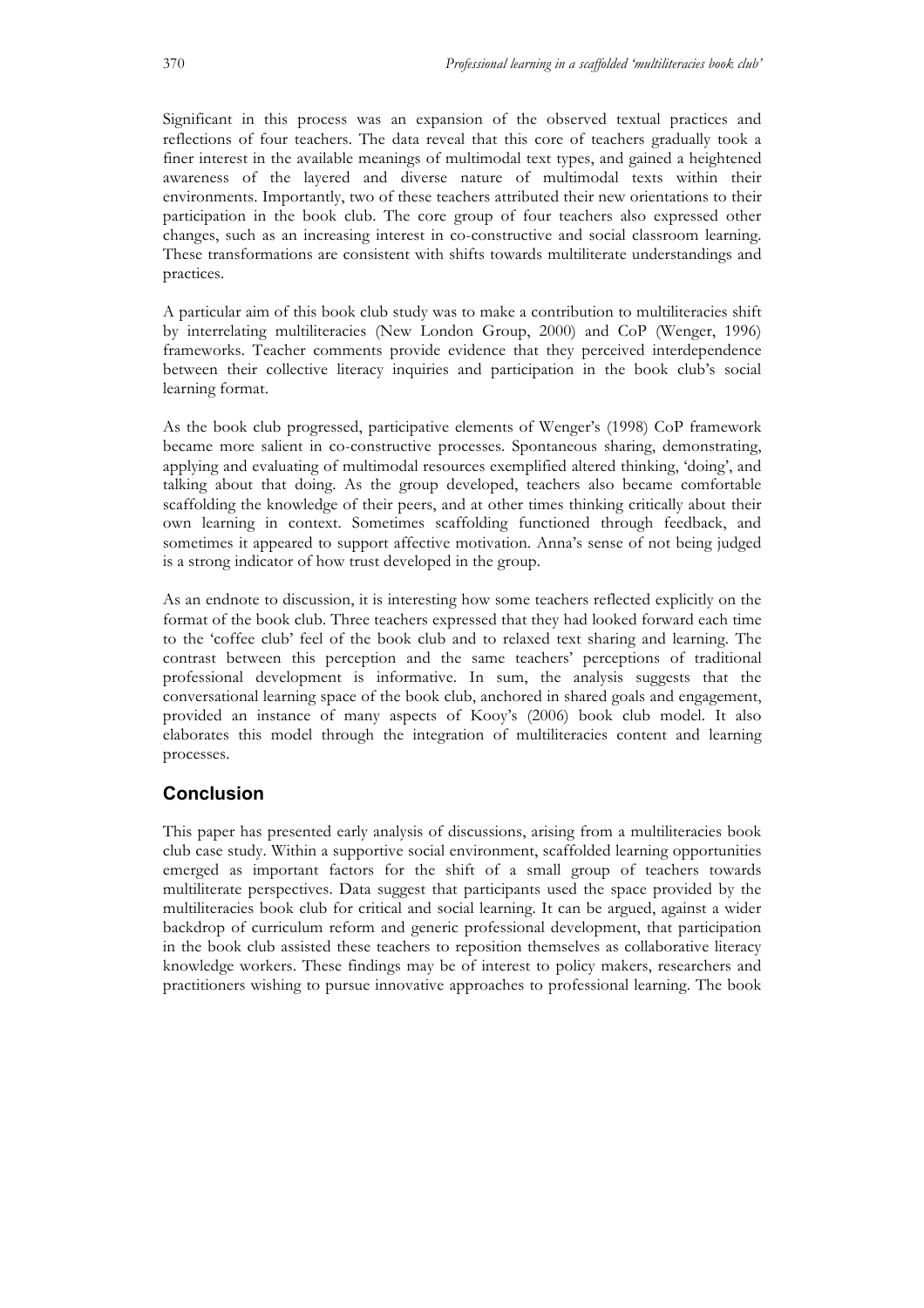Significant in this process was an expansion of the observed textual practices and reflections of four teachers. The data reveal that this core of teachers gradually took a finer interest in the available meanings of multimodal text types, and gained a heightened awareness of the layered and diverse nature of multimodal texts within their environments. Importantly, two of these teachers attributed their new orientations to their participation in the book club. The core group of four teachers also expressed other changes, such as an increasing interest in co-constructive and social classroom learning. These transformations are consistent with shifts towards multiliterate understandings and practices.

A particular aim of this book club study was to make a contribution to multiliteracies shift by interrelating multiliteracies (New London Group, 2000) and CoP (Wenger, 1996) frameworks. Teacher comments provide evidence that they perceived interdependence between their collective literacy inquiries and participation in the book club's social learning format.

As the book club progressed, participative elements of Wenger's (1998) CoP framework became more salient in co-constructive processes. Spontaneous sharing, demonstrating, applying and evaluating of multimodal resources exemplified altered thinking, 'doing', and talking about that doing. As the group developed, teachers also became comfortable scaffolding the knowledge of their peers, and at other times thinking critically about their own learning in context. Sometimes scaffolding functioned through feedback, and sometimes it appeared to support affective motivation. Anna's sense of not being judged is a strong indicator of how trust developed in the group.

As an endnote to discussion, it is interesting how some teachers reflected explicitly on the format of the book club. Three teachers expressed that they had looked forward each time to the 'coffee club' feel of the book club and to relaxed text sharing and learning. The contrast between this perception and the same teachers' perceptions of traditional professional development is informative. In sum, the analysis suggests that the conversational learning space of the book club, anchored in shared goals and engagement, provided an instance of many aspects of Kooy's (2006) book club model. It also elaborates this model through the integration of multiliteracies content and learning processes.

## Conclusion

This paper has presented early analysis of discussions, arising from a multiliteracies book club case study. Within a supportive social environment, scaffolded learning opportunities emerged as important factors for the shift of a small group of teachers towards multiliterate perspectives. Data suggest that participants used the space provided by the multiliteracies book club for critical and social learning. It can be argued, against a wider backdrop of curriculum reform and generic professional development, that participation in the book club assisted these teachers to reposition themselves as collaborative literacy knowledge workers. These findings may be of interest to policy makers, researchers and practitioners wishing to pursue innovative approaches to professional learning. The book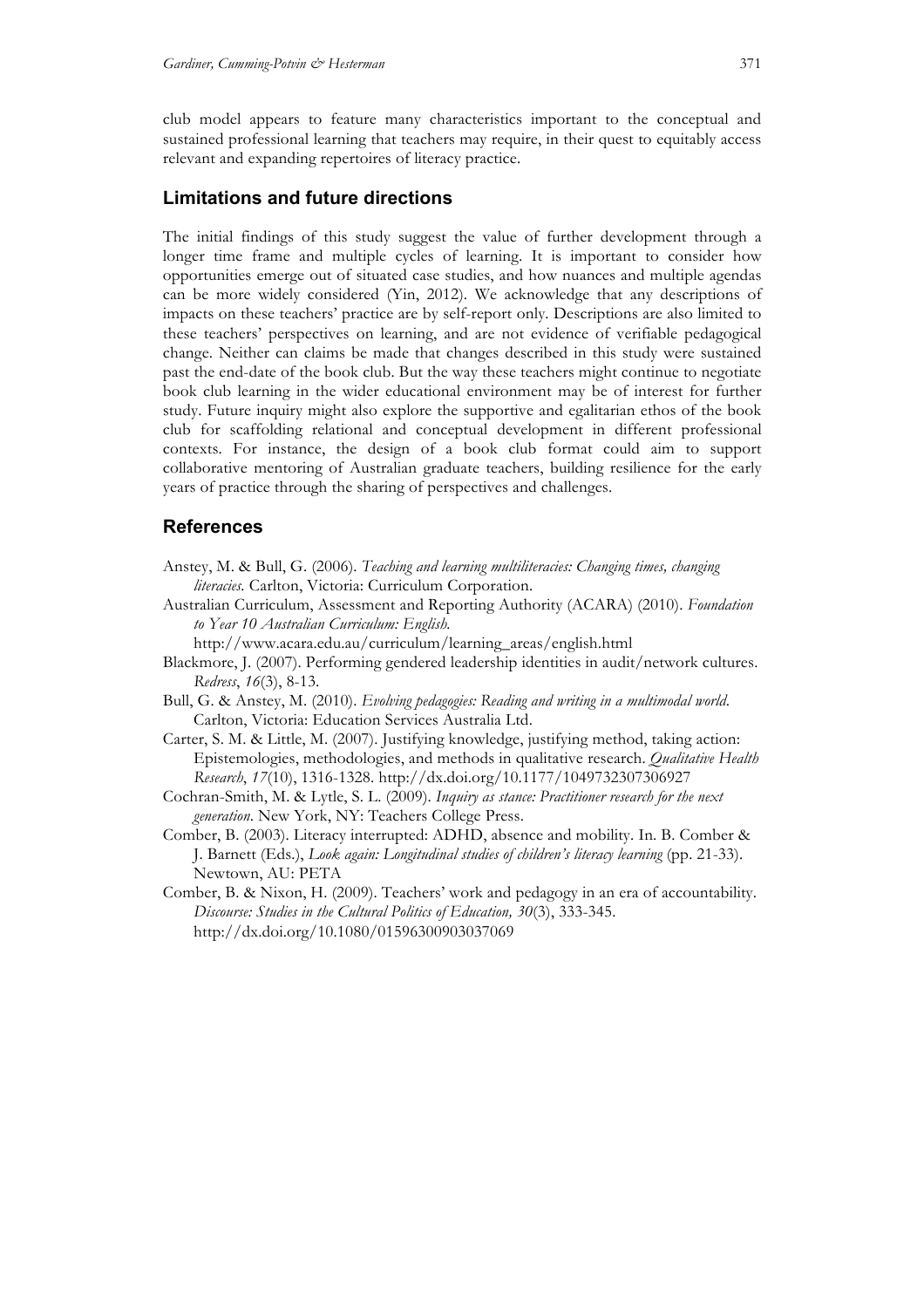club model appears to feature many characteristics important to the conceptual and sustained professional learning that teachers may require, in their quest to equitably access relevant and expanding repertoires of literacy practice.

## Limitations and future directions

The initial findings of this study suggest the value of further development through a longer time frame and multiple cycles of learning. It is important to consider how opportunities emerge out of situated case studies, and how nuances and multiple agendas can be more widely considered (Yin, 2012). We acknowledge that any descriptions of impacts on these teachers' practice are by self-report only. Descriptions are also limited to these teachers' perspectives on learning, and are not evidence of verifiable pedagogical change. Neither can claims be made that changes described in this study were sustained past the end-date of the book club. But the way these teachers might continue to negotiate book club learning in the wider educational environment may be of interest for further study. Future inquiry might also explore the supportive and egalitarian ethos of the book club for scaffolding relational and conceptual development in different professional contexts. For instance, the design of a book club format could aim to support collaborative mentoring of Australian graduate teachers, building resilience for the early years of practice through the sharing of perspectives and challenges.

## References

Anstey, M. & Bull, G. (2006). *Teaching and learning multiliteracies: Changing times, changing literacies.* Carlton, Victoria: Curriculum Corporation.

Australian Curriculum, Assessment and Reporting Authority (ACARA) (2010). *Foundation to Year 10 Australian Curriculum: English.* http://www.acara.edu.au/curriculum/learning_areas/english.html

Blackmore, J. (2007). Performing gendered leadership identities in audit/network cultures. *Redress*, *16*(3), 8-13.

Bull, G. & Anstey, M. (2010). *Evolving pedagogies: Reading and writing in a multimodal world.* Carlton, Victoria: Education Services Australia Ltd.

Carter, S. M. & Little, M. (2007). Justifying knowledge, justifying method, taking action: Epistemologies, methodologies, and methods in qualitative research. *Qualitative Health Research*, *17*(10), 1316-1328. http://dx.doi.org/10.1177/1049732307306927

Cochran-Smith, M. & Lytle, S. L. (2009). *Inquiry as stance: Practitioner research for the next generation*. New York, NY: Teachers College Press.

Comber, B. (2003). Literacy interrupted: ADHD, absence and mobility. In. B. Comber & J. Barnett (Eds.), *Look again: Longitudinal studies of children's literacy learning* (pp. 21-33). Newtown, AU: PETA

Comber, B. & Nixon, H. (2009). Teachers' work and pedagogy in an era of accountability. *Discourse: Studies in the Cultural Politics of Education, 30*(3), 333-345. http://dx.doi.org/10.1080/01596300903037069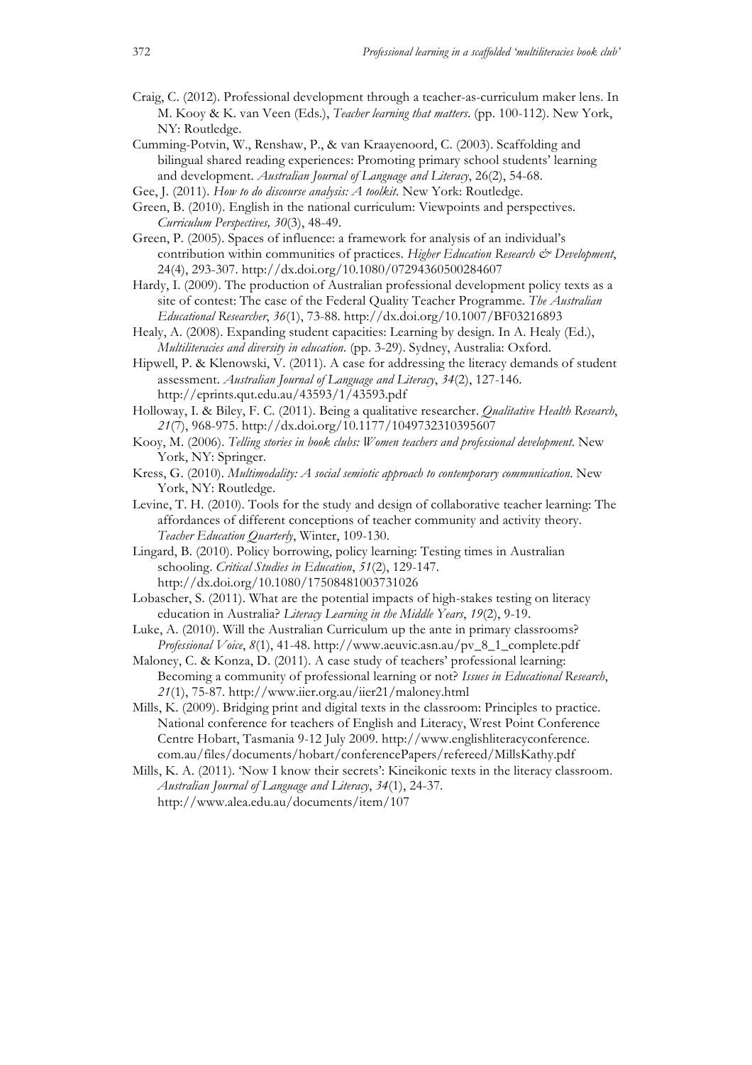Craig, C. (2012). Professional development through a teacher-as-curriculum maker lens. In M. Kooy & K. van Veen (Eds.), *Teacher learning that matters*. (pp. 100-112). New York, NY: Routledge.

Cumming-Potvin, W., Renshaw, P., & van Kraayenoord, C. (2003). Scaffolding and bilingual shared reading experiences: Promoting primary school students' learning and development. *Australian Journal of Language and Literacy*, 26(2), 54-68.

Gee, J. (2011). *How to do discourse analysis: A toolkit*. New York: Routledge.

Green, B. (2010). English in the national curriculum: Viewpoints and perspectives. *Curriculum Perspectives, 30*(3), 48-49.

Green, P. (2005). Spaces of influence: a framework for analysis of an individual's contribution within communities of practices. *Higher Education Research & Development*, 24(4), 293-307. http://dx.doi.org/10.1080/07294360500284607

Hardy, I. (2009). The production of Australian professional development policy texts as a site of contest: The case of the Federal Quality Teacher Programme. *The Australian Educational Researcher*, *36*(1), 73-88. http://dx.doi.org/10.1007/BF03216893

Healy, A. (2008). Expanding student capacities: Learning by design. In A. Healy (Ed.), *Multiliteracies and diversity in education*. (pp. 3-29). Sydney, Australia: Oxford.

Hipwell, P. & Klenowski, V. (2011). A case for addressing the literacy demands of student assessment. *Australian Journal of Language and Literacy*, *34*(2), 127-146. http://eprints.qut.edu.au/43593/1/43593.pdf

Holloway, I. & Biley, F. C. (2011). Being a qualitative researcher. *Qualitative Health Research*, *21*(7), 968-975. http://dx.doi.org/10.1177/1049732310395607

Kooy, M. (2006). *Telling stories in book clubs: Women teachers and professional development*. New York, NY: Springer.

Kress, G. (2010). *Multimodality: A social semiotic approach to contemporary communication*. New York, NY: Routledge.

Levine, T. H. (2010). Tools for the study and design of collaborative teacher learning: The affordances of different conceptions of teacher community and activity theory. *Teacher Education Quarterly*, Winter, 109-130.

Lingard, B. (2010). Policy borrowing, policy learning: Testing times in Australian schooling. *Critical Studies in Education*, *51*(2), 129-147. http://dx.doi.org/10.1080/17508481003731026

Lobascher, S. (2011). What are the potential impacts of high-stakes testing on literacy education in Australia? *Literacy Learning in the Middle Years*, *19*(2), 9-19.

Luke, A. (2010). Will the Australian Curriculum up the ante in primary classrooms? *Professional Voice*, *8*(1), 41-48. http://www.aeuvic.asn.au/pv_8_1_complete.pdf

Maloney, C. & Konza, D. (2011). A case study of teachers' professional learning: Becoming a community of professional learning or not? *Issues in Educational Research*, *21*(1), 75-87. http://www.iier.org.au/iier21/maloney.html

Mills, K. (2009). Bridging print and digital texts in the classroom: Principles to practice. National conference for teachers of English and Literacy, Wrest Point Conference Centre Hobart, Tasmania 9-12 July 2009. http://www.englishliteracyconference.com.au/files/documents/hobart/conferencePapers/refereed/MillsKathy.pdf

Mills, K. A. (2011). 'Now I know their secrets': Kineikonic texts in the literacy classroom. *Australian Journal of Language and Literacy*, *34*(1), 24-37. http://www.alea.edu.au/documents/item/107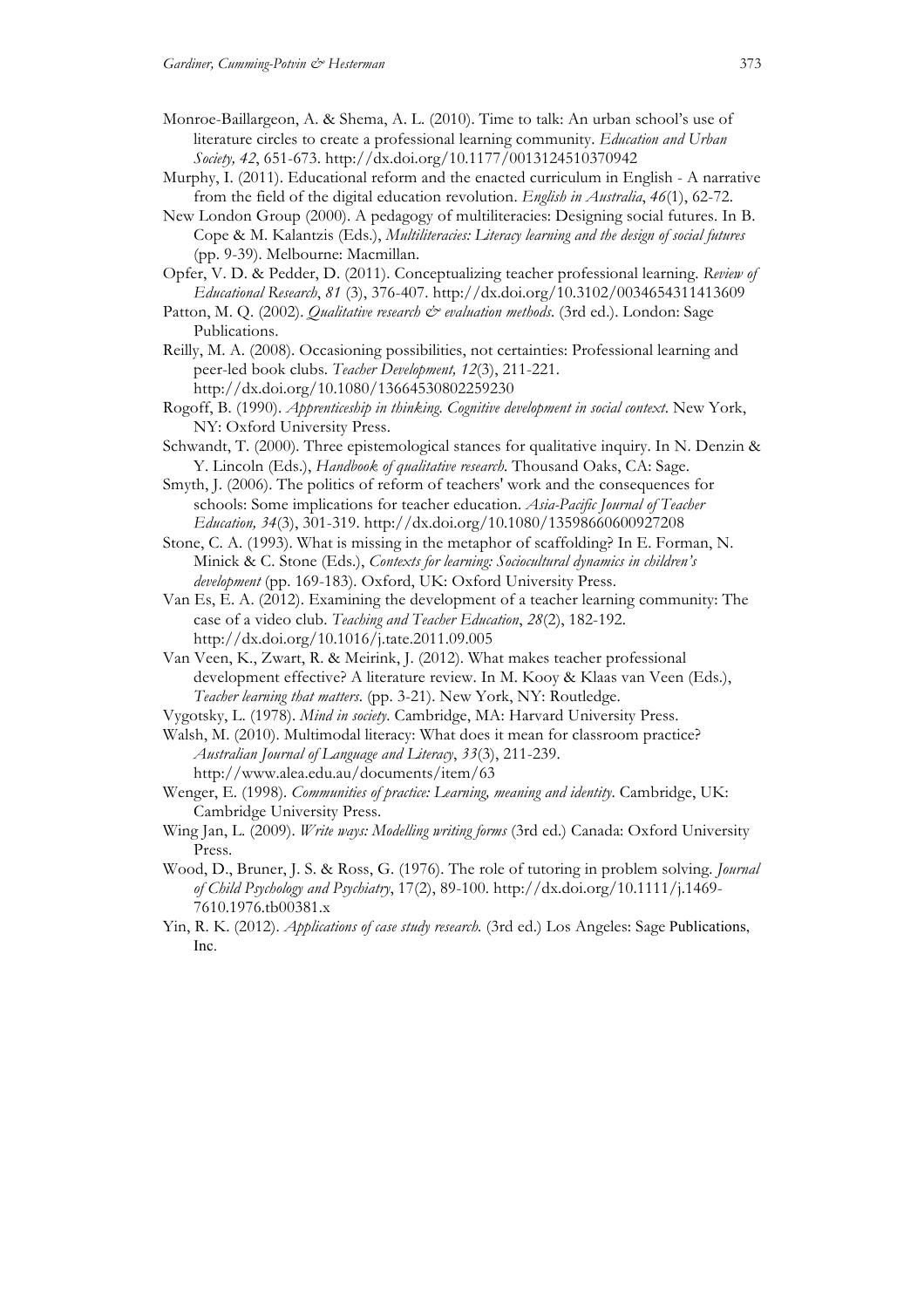Monroe-Baillargeon, A. & Shema, A. L. (2010). Time to talk: An urban school's use of literature circles to create a professional learning community. *Education and Urban Society, 42*, 651-673. http://dx.doi.org/10.1177/0013124510370942

Murphy, I. (2011). Educational reform and the enacted curriculum in English - A narrative from the field of the digital education revolution. *English in Australia*, *46*(1), 62-72.

New London Group (2000). A pedagogy of multiliteracies: Designing social futures. In B. Cope & M. Kalantzis (Eds.), *Multiliteracies: Literacy learning and the design of social futures* (pp. 9-39). Melbourne: Macmillan.

Opfer, V. D. & Pedder, D. (2011). Conceptualizing teacher professional learning. *Review of Educational Research*, *81* (3), 376-407. http://dx.doi.org/10.3102/0034654311413609

Patton, M. Q. (2002). *Qualitative research & evaluation methods*. (3rd ed.). London: Sage Publications.

Reilly, M. A. (2008). Occasioning possibilities, not certainties: Professional learning and peer-led book clubs. *Teacher Development, 12*(3), 211-221. http://dx.doi.org/10.1080/13664530802259230

Rogoff, B. (1990). *Apprenticeship in thinking. Cognitive development in social context*. New York, NY: Oxford University Press.

Schwandt, T. (2000). Three epistemological stances for qualitative inquiry. In N. Denzin & Y. Lincoln (Eds.), *Handbook of qualitative research*. Thousand Oaks, CA: Sage.

Smyth, J. (2006). The politics of reform of teachers' work and the consequences for schools: Some implications for teacher education. *Asia-Pacific Journal of Teacher Education, 34*(3), 301-319. http://dx.doi.org/10.1080/13598660600927208

Stone, C. A. (1993). What is missing in the metaphor of scaffolding? In E. Forman, N. Minick & C. Stone (Eds.), *Contexts for learning: Sociocultural dynamics in children's development* (pp. 169-183). Oxford, UK: Oxford University Press.

Van Es, E. A. (2012). Examining the development of a teacher learning community: The case of a video club. *Teaching and Teacher Education*, *28*(2), 182-192. http://dx.doi.org/10.1016/j.tate.2011.09.005

Van Veen, K., Zwart, R. & Meirink, J. (2012). What makes teacher professional development effective? A literature review. In M. Kooy & Klaas van Veen (Eds.), *Teacher learning that matters*. (pp. 3-21). New York, NY: Routledge.

Vygotsky, L. (1978). *Mind in society*. Cambridge, MA: Harvard University Press.

Walsh, M. (2010). Multimodal literacy: What does it mean for classroom practice? *Australian Journal of Language and Literacy*, *33*(3), 211-239. http://www.alea.edu.au/documents/item/63

Wenger, E. (1998). *Communities of practice: Learning, meaning and identity*. Cambridge, UK: Cambridge University Press.

Wing Jan, L. (2009). *Write ways: Modelling writing forms* (3rd ed.) Canada: Oxford University Press.

Wood, D., Bruner, J. S. & Ross, G. (1976). The role of tutoring in problem solving. *Journal of Child Psychology and Psychiatry*, 17(2), 89-100. http://dx.doi.org/10.1111/j.1469-7610.1976.tb00381.x

Yin, R. K. (2012). *Applications of case study research.* (3rd ed.) Los Angeles: Sage Publications, Inc.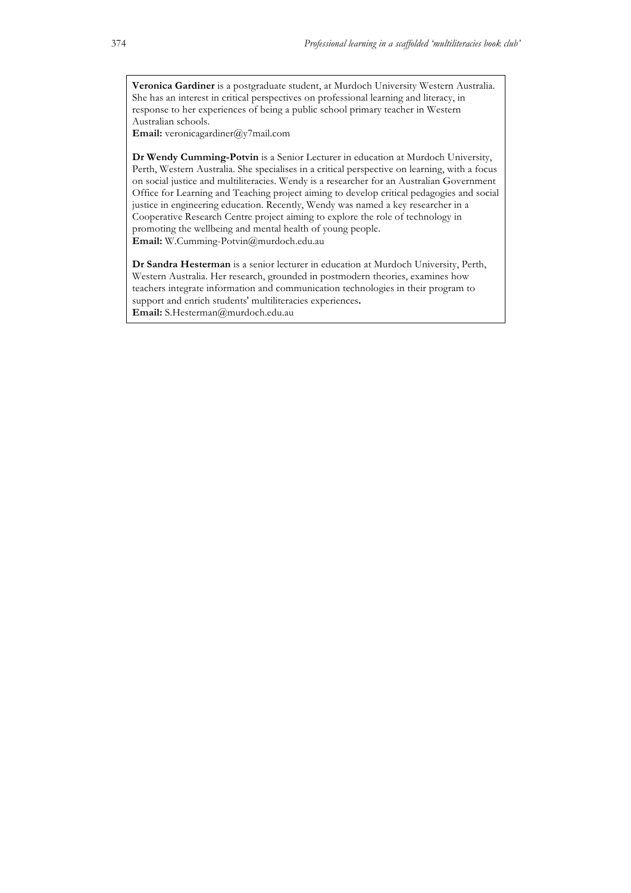**Veronica Gardiner** is a postgraduate student, at Murdoch University Western Australia. She has an interest in critical perspectives on professional learning and literacy, in response to her experiences of being a public school primary teacher in Western Australian schools.
**Email:** veronicagardiner@y7mail.com

**Dr Wendy Cumming-Potvin** is a Senior Lecturer in education at Murdoch University, Perth, Western Australia. She specialises in a critical perspective on learning, with a focus on social justice and multiliteracies. Wendy is a researcher for an Australian Government Office for Learning and Teaching project aiming to develop critical pedagogies and social justice in engineering education. Recently, Wendy was named a key researcher in a Cooperative Research Centre project aiming to explore the role of technology in promoting the wellbeing and mental health of young people.
**Email:** W.Cumming-Potvin@murdoch.edu.au

**Dr Sandra Hesterman** is a senior lecturer in education at Murdoch University, Perth, Western Australia. Her research, grounded in postmodern theories, examines how teachers integrate information and communication technologies in their program to support and enrich students' multiliteracies experiences.
**Email:** S.Hesterman@murdoch.edu.au